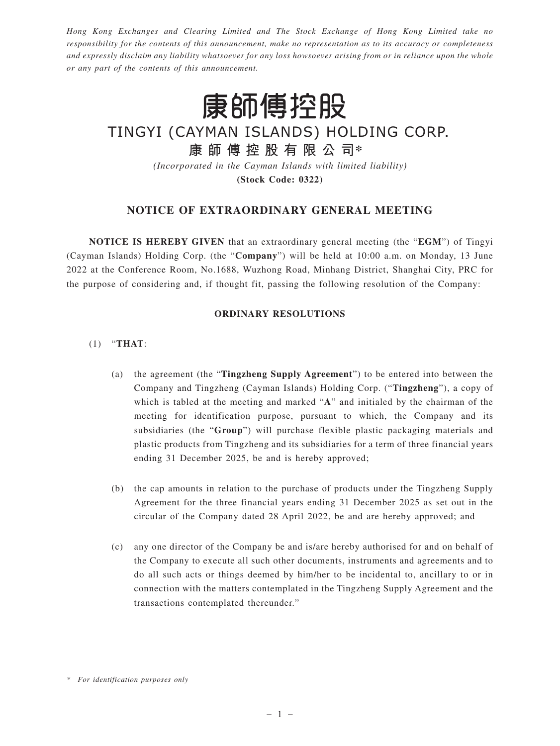*Hong Kong Exchanges and Clearing Limited and The Stock Exchange of Hong Kong Limited take no responsibility for the contents of this announcement, make no representation as to its accuracy or completeness and expressly disclaim any liability whatsoever for any loss howsoever arising from or in reliance upon the whole or any part of the contents of this announcement.*

# 康師傅控股

# TINGYI (CAYMAN ISLANDS) HOLDING CORP.

## 康 師 傅 控 股 有 限 公 司*

*(Incorporated in the Cayman Islands with limited liability)*

**(Stock Code: 0322)**

## NOTICE OF EXTRAORDINARY GENERAL MEETING

**NOTICE IS HEREBY GIVEN** that an extraordinary general meeting (the "**EGM**") of Tingyi (Cayman Islands) Holding Corp. (the "**Company**") will be held at 10:00 a.m. on Monday, 13 June 2022 at the Conference Room, No.1688, Wuzhong Road, Minhang District, Shanghai City, PRC for the purpose of considering and, if thought fit, passing the following resolution of the Company:

### ORDINARY RESOLUTIONS

(1) "**THAT**:

(a) the agreement (the "**Tingzheng Supply Agreement**") to be entered into between the Company and Tingzheng (Cayman Islands) Holding Corp. ("**Tingzheng**"), a copy of which is tabled at the meeting and marked "**A**" and initialed by the chairman of the meeting for identification purpose, pursuant to which, the Company and its subsidiaries (the "**Group**") will purchase flexible plastic packaging materials and plastic products from Tingzheng and its subsidiaries for a term of three financial years ending 31 December 2025, be and is hereby approved;

(b) the cap amounts in relation to the purchase of products under the Tingzheng Supply Agreement for the three financial years ending 31 December 2025 as set out in the circular of the Company dated 28 April 2022, be and are hereby approved; and

(c) any one director of the Company be and is/are hereby authorised for and on behalf of the Company to execute all such other documents, instruments and agreements and to do all such acts or things deemed by him/her to be incidental to, ancillary to or in connection with the matters contemplated in the Tingzheng Supply Agreement and the transactions contemplated thereunder."

\* *For identification purposes only*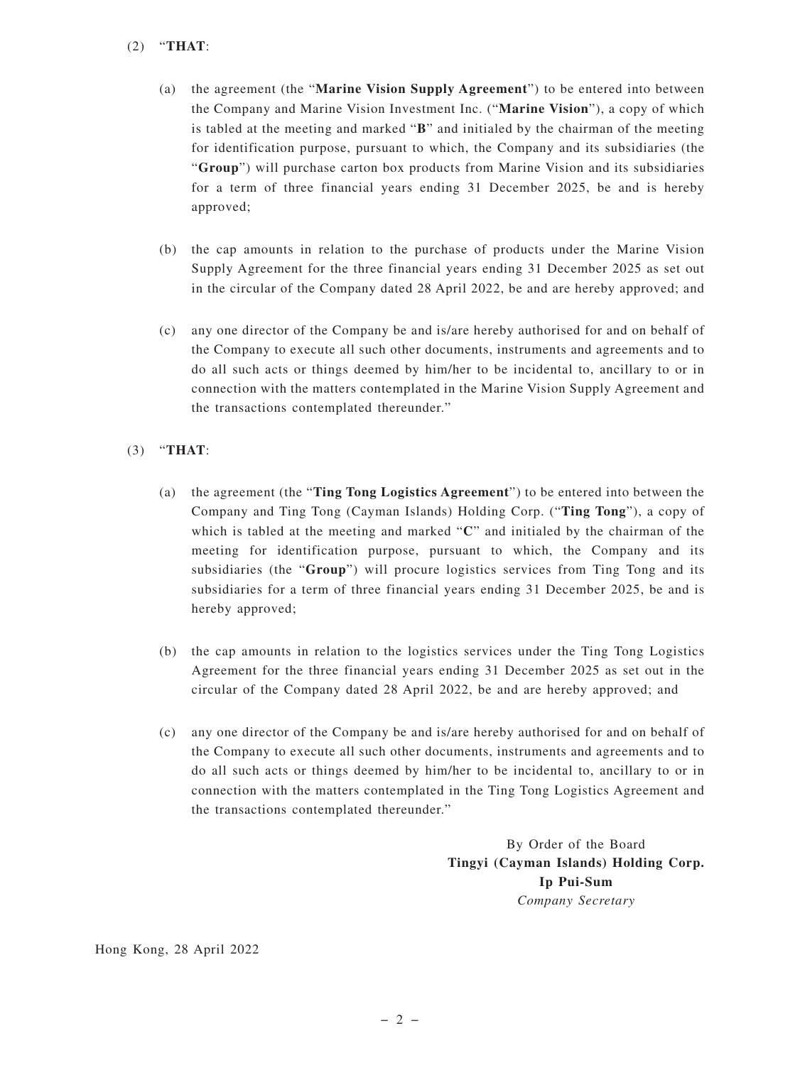(2) "**THAT**:

(a) the agreement (the "**Marine Vision Supply Agreement**") to be entered into between the Company and Marine Vision Investment Inc. ("**Marine Vision**"), a copy of which is tabled at the meeting and marked "**B**" and initialed by the chairman of the meeting for identification purpose, pursuant to which, the Company and its subsidiaries (the "**Group**") will purchase carton box products from Marine Vision and its subsidiaries for a term of three financial years ending 31 December 2025, be and is hereby approved;

(b) the cap amounts in relation to the purchase of products under the Marine Vision Supply Agreement for the three financial years ending 31 December 2025 as set out in the circular of the Company dated 28 April 2022, be and are hereby approved; and

(c) any one director of the Company be and is/are hereby authorised for and on behalf of the Company to execute all such other documents, instruments and agreements and to do all such acts or things deemed by him/her to be incidental to, ancillary to or in connection with the matters contemplated in the Marine Vision Supply Agreement and the transactions contemplated thereunder."

(3) "**THAT**:

(a) the agreement (the "**Ting Tong Logistics Agreement**") to be entered into between the Company and Ting Tong (Cayman Islands) Holding Corp. ("**Ting Tong**"), a copy of which is tabled at the meeting and marked "**C**" and initialed by the chairman of the meeting for identification purpose, pursuant to which, the Company and its subsidiaries (the "**Group**") will procure logistics services from Ting Tong and its subsidiaries for a term of three financial years ending 31 December 2025, be and is hereby approved;

(b) the cap amounts in relation to the logistics services under the Ting Tong Logistics Agreement for the three financial years ending 31 December 2025 as set out in the circular of the Company dated 28 April 2022, be and are hereby approved; and

(c) any one director of the Company be and is/are hereby authorised for and on behalf of the Company to execute all such other documents, instruments and agreements and to do all such acts or things deemed by him/her to be incidental to, ancillary to or in connection with the matters contemplated in the Ting Tong Logistics Agreement and the transactions contemplated thereunder."

By Order of the Board
**Tingyi (Cayman Islands) Holding Corp.**
**Ip Pui-Sum**
*Company Secretary*

Hong Kong, 28 April 2022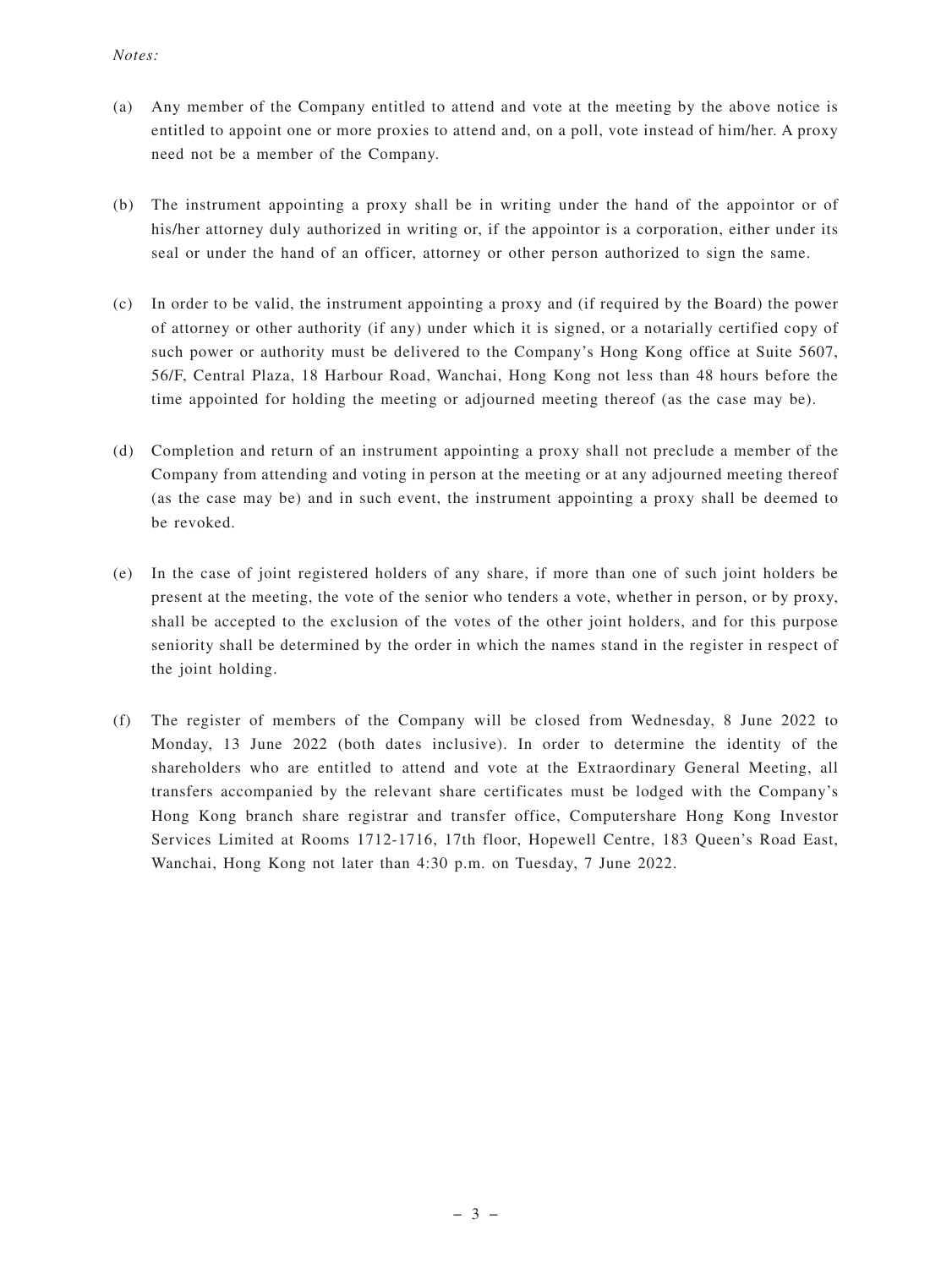*Notes:*

(a) Any member of the Company entitled to attend and vote at the meeting by the above notice is entitled to appoint one or more proxies to attend and, on a poll, vote instead of him/her. A proxy need not be a member of the Company.

(b) The instrument appointing a proxy shall be in writing under the hand of the appointor or of his/her attorney duly authorized in writing or, if the appointor is a corporation, either under its seal or under the hand of an officer, attorney or other person authorized to sign the same.

(c) In order to be valid, the instrument appointing a proxy and (if required by the Board) the power of attorney or other authority (if any) under which it is signed, or a notarially certified copy of such power or authority must be delivered to the Company's Hong Kong office at Suite 5607, 56/F, Central Plaza, 18 Harbour Road, Wanchai, Hong Kong not less than 48 hours before the time appointed for holding the meeting or adjourned meeting thereof (as the case may be).

(d) Completion and return of an instrument appointing a proxy shall not preclude a member of the Company from attending and voting in person at the meeting or at any adjourned meeting thereof (as the case may be) and in such event, the instrument appointing a proxy shall be deemed to be revoked.

(e) In the case of joint registered holders of any share, if more than one of such joint holders be present at the meeting, the vote of the senior who tenders a vote, whether in person, or by proxy, shall be accepted to the exclusion of the votes of the other joint holders, and for this purpose seniority shall be determined by the order in which the names stand in the register in respect of the joint holding.

(f) The register of members of the Company will be closed from Wednesday, 8 June 2022 to Monday, 13 June 2022 (both dates inclusive). In order to determine the identity of the shareholders who are entitled to attend and vote at the Extraordinary General Meeting, all transfers accompanied by the relevant share certificates must be lodged with the Company's Hong Kong branch share registrar and transfer office, Computershare Hong Kong Investor Services Limited at Rooms 1712-1716, 17th floor, Hopewell Centre, 183 Queen's Road East, Wanchai, Hong Kong not later than 4:30 p.m. on Tuesday, 7 June 2022.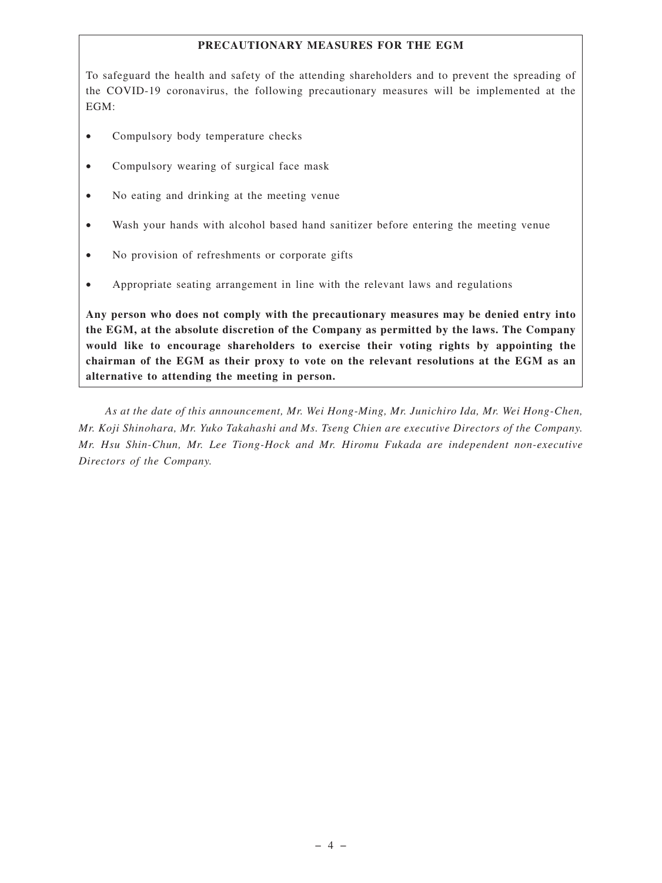**PRECAUTIONARY MEASURES FOR THE EGM**

To safeguard the health and safety of the attending shareholders and to prevent the spreading of the COVID-19 coronavirus, the following precautionary measures will be implemented at the EGM:

- Compulsory body temperature checks
- Compulsory wearing of surgical face mask
- No eating and drinking at the meeting venue
- Wash your hands with alcohol based hand sanitizer before entering the meeting venue
- No provision of refreshments or corporate gifts
- Appropriate seating arrangement in line with the relevant laws and regulations

**Any person who does not comply with the precautionary measures may be denied entry into the EGM, at the absolute discretion of the Company as permitted by the laws. The Company would like to encourage shareholders to exercise their voting rights by appointing the chairman of the EGM as their proxy to vote on the relevant resolutions at the EGM as an alternative to attending the meeting in person.**

*As at the date of this announcement, Mr. Wei Hong-Ming, Mr. Junichiro Ida, Mr. Wei Hong-Chen, Mr. Koji Shinohara, Mr. Yuko Takahashi and Ms. Tseng Chien are executive Directors of the Company. Mr. Hsu Shin-Chun, Mr. Lee Tiong-Hock and Mr. Hiromu Fukada are independent non-executive Directors of the Company.*